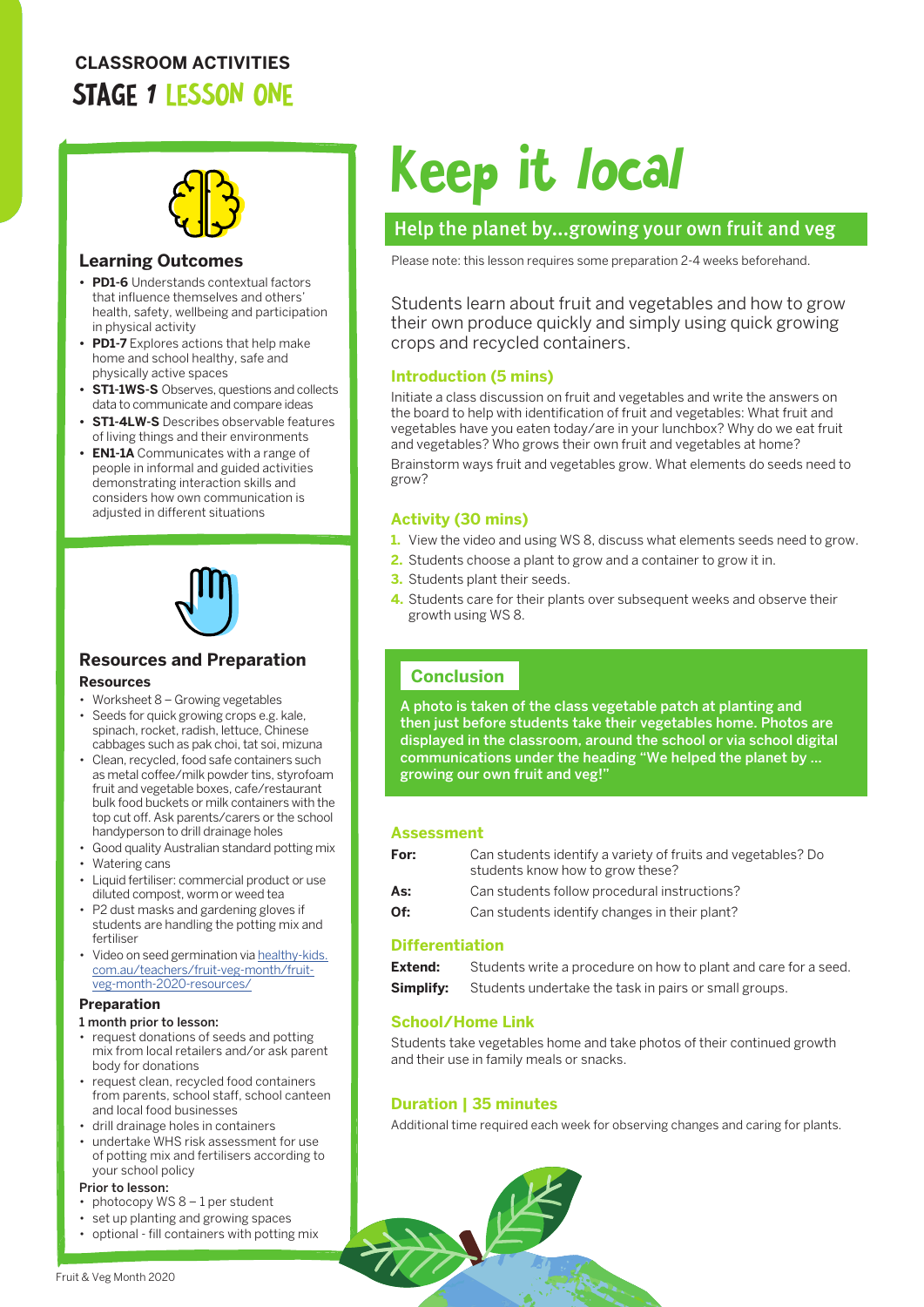**CLASSROOM ACTIVITIES**

# STAGE 1 LESSON ONE

# Keep it *local*

## Help the planet by...growing your own fruit and veg

Please note: this lesson requires some preparation 2-4 weeks beforehand.

Students learn about fruit and vegetables and how to grow their own produce quickly and simply using quick growing crops and recycled containers.

### Introduction (5 mins)

Initiate a class discussion on fruit and vegetables and write the answers on the board to help with identification of fruit and vegetables: What fruit and vegetables have you eaten today/are in your lunchbox? Why do we eat fruit and vegetables? Who grows their own fruit and vegetables at home?

Brainstorm ways fruit and vegetables grow. What elements do seeds need to grow?

### Activity (30 mins)

1. View the video and using WS 8, discuss what elements seeds need to grow.
2. Students choose a plant to grow and a container to grow it in.
3. Students plant their seeds.
4. Students care for their plants over subsequent weeks and observe their growth using WS 8.

### Conclusion

**A photo is taken of the class vegetable patch at planting and then just before students take their vegetables home. Photos are displayed in the classroom, around the school or via school digital communications under the heading "We helped the planet by ... growing our own fruit and veg!"**

### Assessment

| | |
|---|---|
| **For:** | Can students identify a variety of fruits and vegetables? Do students know how to grow these? |
| **As:** | Can students follow procedural instructions? |
| **Of:** | Can students identify changes in their plant? |

### Differentiation

| | |
|---|---|
| **Extend:** | Students write a procedure on how to plant and care for a seed. |
| **Simplify:** | Students undertake the task in pairs or small groups. |

### School/Home Link

Students take vegetables home and take photos of their continued growth and their use in family meals or snacks.

### Duration | 35 minutes

Additional time required each week for observing changes and caring for plants.

## Learning Outcomes

- **PD1-6** Understands contextual factors that influence themselves and others' health, safety, wellbeing and participation in physical activity
- **PD1-7** Explores actions that help make home and school healthy, safe and physically active spaces
- **ST1-1WS-S** Observes, questions and collects data to communicate and compare ideas
- **ST1-4LW-S** Describes observable features of living things and their environments
- **EN1-1A** Communicates with a range of people in informal and guided activities demonstrating interaction skills and considers how own communication is adjusted in different situations

## Resources and Preparation

### Resources

- Worksheet 8 – Growing vegetables
- Seeds for quick growing crops e.g. kale, spinach, rocket, radish, lettuce, Chinese cabbages such as pak choi, tat soi, mizuna
- Clean, recycled, food safe containers such as metal coffee/milk powder tins, styrofoam fruit and vegetable boxes, cafe/restaurant bulk food buckets or milk containers with the top cut off. Ask parents/carers or the school handyperson to drill drainage holes
- Good quality Australian standard potting mix
- Watering cans
- Liquid fertiliser: commercial product or use diluted compost, worm or weed tea
- P2 dust masks and gardening gloves if students are handling the potting mix and fertiliser
- Video on seed germination via healthy-kids.com.au/teachers/fruit-veg-month/fruit-veg-month-2020-resources/

### Preparation

**1 month prior to lesson:**

- request donations of seeds and potting mix from local retailers and/or ask parent body for donations
- request clean, recycled food containers from parents, school staff, school canteen and local food businesses
- drill drainage holes in containers
- undertake WHS risk assessment for use of potting mix and fertilisers according to your school policy

**Prior to lesson:**

- photocopy WS 8 – 1 per student
- set up planting and growing spaces
- optional - fill containers with potting mix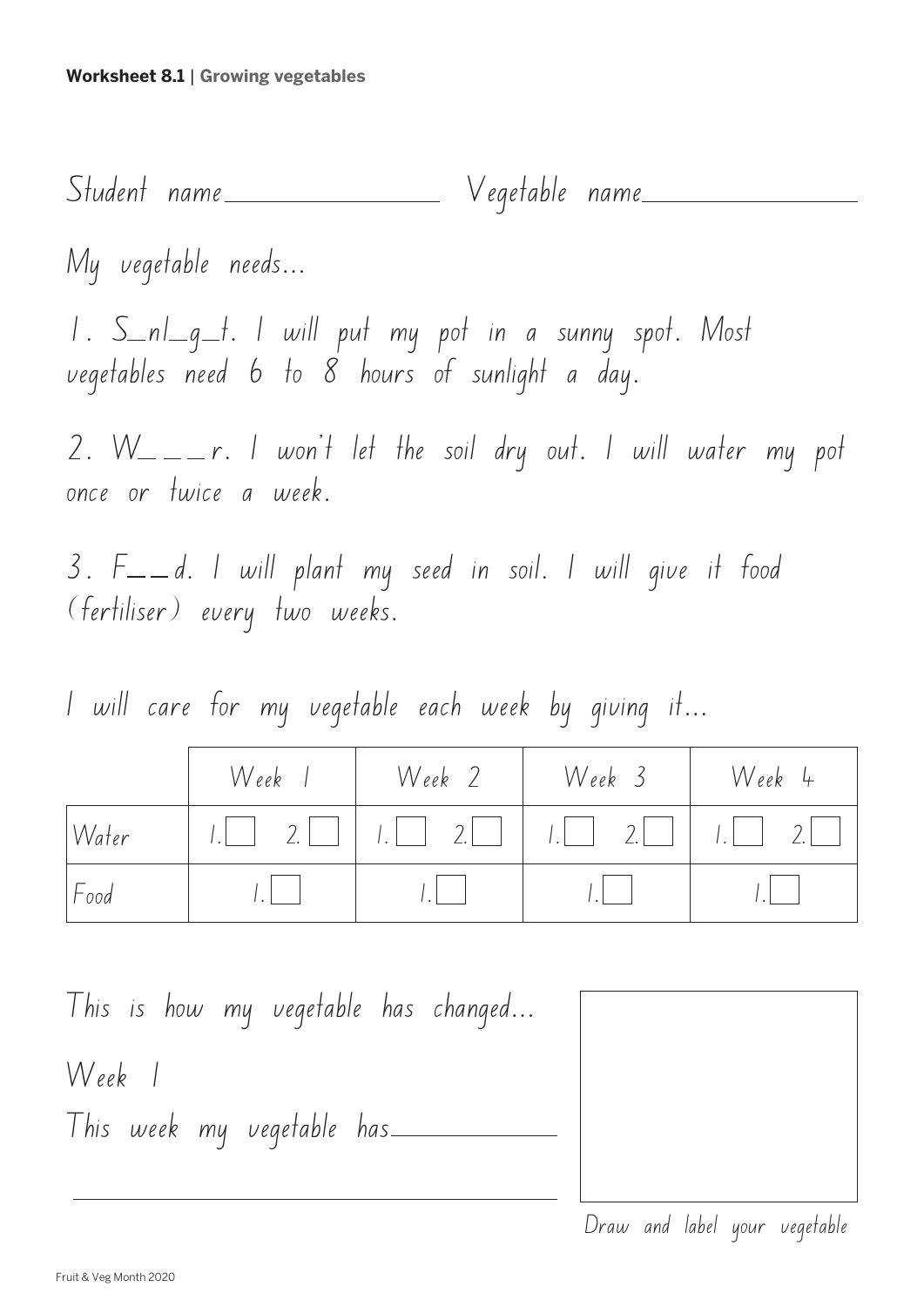**Worksheet 8.1** | **Growing vegetables**

Student name\_\_\_\_\_\_\_\_\_\_\_\_\_\_\_ Vegetable name\_\_\_\_\_\_\_\_\_\_\_\_\_\_\_

My vegetable needs...

1. S_nl_g_t. I will put my pot in a sunny spot. Most vegetables need 6 to 8 hours of sunlight a day.

2. W_ _ _r. I won't let the soil dry out. I will water my pot once or twice a week.

3. F_ _d. I will plant my seed in soil. I will give it food (fertiliser) every two weeks.

I will care for my vegetable each week by giving it...

| | Week 1 | Week 2 | Week 3 | Week 4 |
|---|---|---|---|---|
| Water | 1. ☐ 2. ☐ | 1. ☐ 2. ☐ | 1. ☐ 2. ☐ | 1. ☐ 2. ☐ |
| Food | 1. ☐ | 1. ☐ | 1. ☐ | 1. ☐ |

This is how my vegetable has changed...

Week 1

This week my vegetable has\_\_\_\_\_\_\_\_\_\_\_\_\_\_\_

\_\_\_\_\_\_\_\_\_\_\_\_\_\_\_\_\_\_\_\_\_\_\_\_\_\_\_\_\_\_

Draw and label your vegetable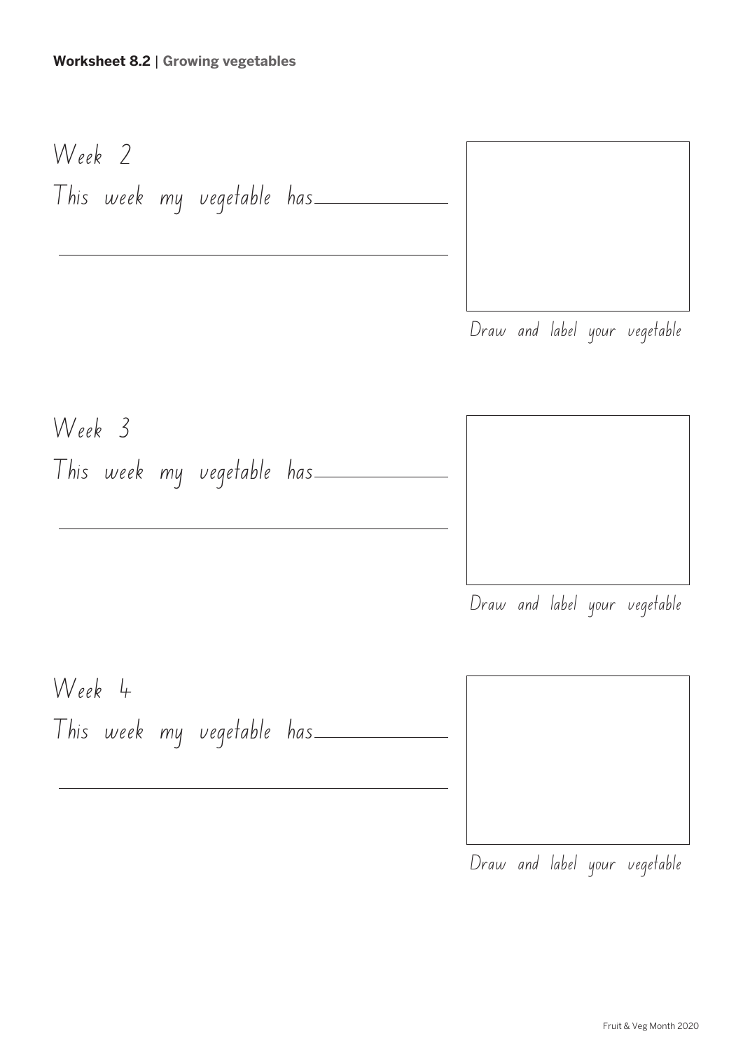**Worksheet 8.2** | **Growing vegetables**

Week 2

This week my vegetable has ____________

______________________________________

Draw and label your vegetable

Week 3

This week my vegetable has ____________

______________________________________

Draw and label your vegetable

Week 4

This week my vegetable has ____________

______________________________________

Draw and label your vegetable